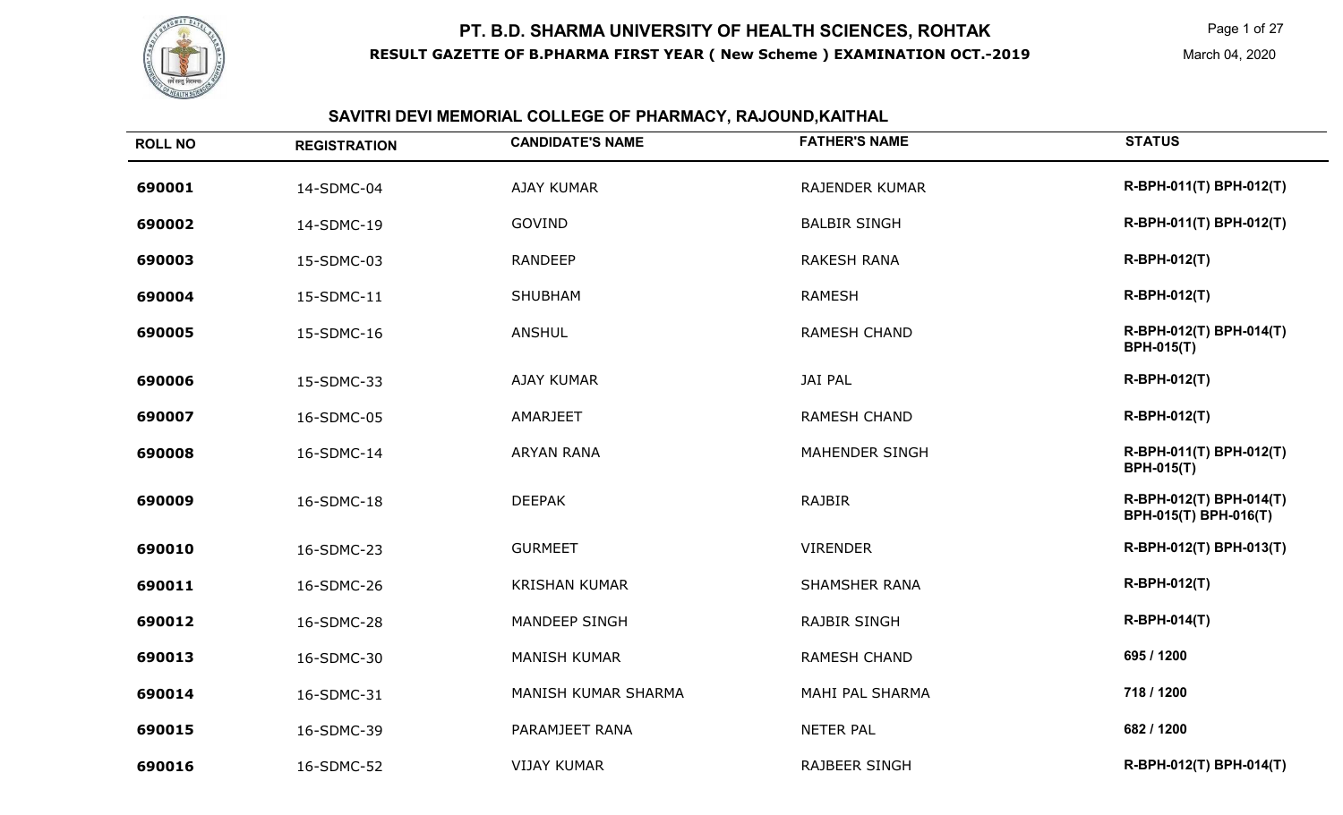# PT. B.D. SHARMA UNIVERSITY OF HEALTH SCIENCES, ROHTAK

**RESULT GAZETTE OF B.PHARMA FIRST YEAR ( New Scheme ) EXAMINATION OCT.-2019**

March 04, 2020

## SAVITRI DEVI MEMORIAL COLLEGE OF PHARMACY, RAJOUND,KAITHAL

| ROLL NO | REGISTRATION | CANDIDATE'S NAME | FATHER'S NAME | STATUS |
|---|---|---|---|---|
| 690001 | 14-SDMC-04 | AJAY KUMAR | RAJENDER KUMAR | R-BPH-011(T) BPH-012(T) |
| 690002 | 14-SDMC-19 | GOVIND | BALBIR SINGH | R-BPH-011(T) BPH-012(T) |
| 690003 | 15-SDMC-03 | RANDEEP | RAKESH RANA | R-BPH-012(T) |
| 690004 | 15-SDMC-11 | SHUBHAM | RAMESH | R-BPH-012(T) |
| 690005 | 15-SDMC-16 | ANSHUL | RAMESH CHAND | R-BPH-012(T) BPH-014(T) BPH-015(T) |
| 690006 | 15-SDMC-33 | AJAY KUMAR | JAI PAL | R-BPH-012(T) |
| 690007 | 16-SDMC-05 | AMARJEET | RAMESH CHAND | R-BPH-012(T) |
| 690008 | 16-SDMC-14 | ARYAN RANA | MAHENDER SINGH | R-BPH-011(T) BPH-012(T) BPH-015(T) |
| 690009 | 16-SDMC-18 | DEEPAK | RAJBIR | R-BPH-012(T) BPH-014(T) BPH-015(T) BPH-016(T) |
| 690010 | 16-SDMC-23 | GURMEET | VIRENDER | R-BPH-012(T) BPH-013(T) |
| 690011 | 16-SDMC-26 | KRISHAN KUMAR | SHAMSHER RANA | R-BPH-012(T) |
| 690012 | 16-SDMC-28 | MANDEEP SINGH | RAJBIR SINGH | R-BPH-014(T) |
| 690013 | 16-SDMC-30 | MANISH KUMAR | RAMESH CHAND | 695 / 1200 |
| 690014 | 16-SDMC-31 | MANISH KUMAR SHARMA | MAHI PAL SHARMA | 718 / 1200 |
| 690015 | 16-SDMC-39 | PARAMJEET RANA | NETER PAL | 682 / 1200 |
| 690016 | 16-SDMC-52 | VIJAY KUMAR | RAJBEER SINGH | R-BPH-012(T) BPH-014(T) |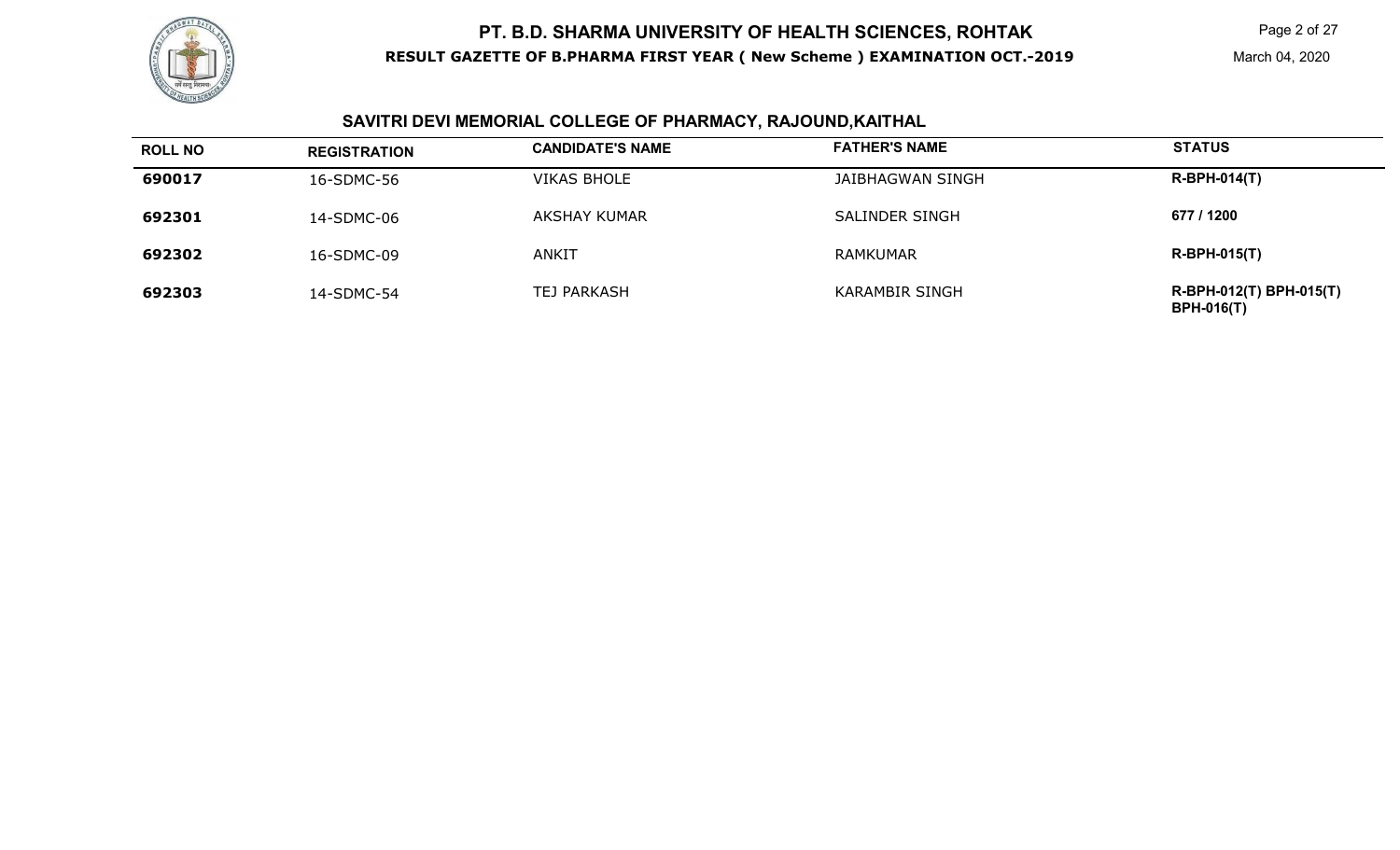# PT. B.D. SHARMA UNIVERSITY OF HEALTH SCIENCES, ROHTAK

**RESULT GAZETTE OF B.PHARMA FIRST YEAR ( New Scheme ) EXAMINATION OCT.-2019**

March 04, 2020

## SAVITRI DEVI MEMORIAL COLLEGE OF PHARMACY, RAJOUND,KAITHAL

| ROLL NO | REGISTRATION | CANDIDATE'S NAME | FATHER'S NAME | STATUS |
|---|---|---|---|---|
| **690017** | 16-SDMC-56 | VIKAS BHOLE | JAIBHAGWAN SINGH | **R-BPH-014(T)** |
| **692301** | 14-SDMC-06 | AKSHAY KUMAR | SALINDER SINGH | **677 / 1200** |
| **692302** | 16-SDMC-09 | ANKIT | RAMKUMAR | **R-BPH-015(T)** |
| **692303** | 14-SDMC-54 | TEJ PARKASH | KARAMBIR SINGH | **R-BPH-012(T) BPH-015(T) BPH-016(T)** |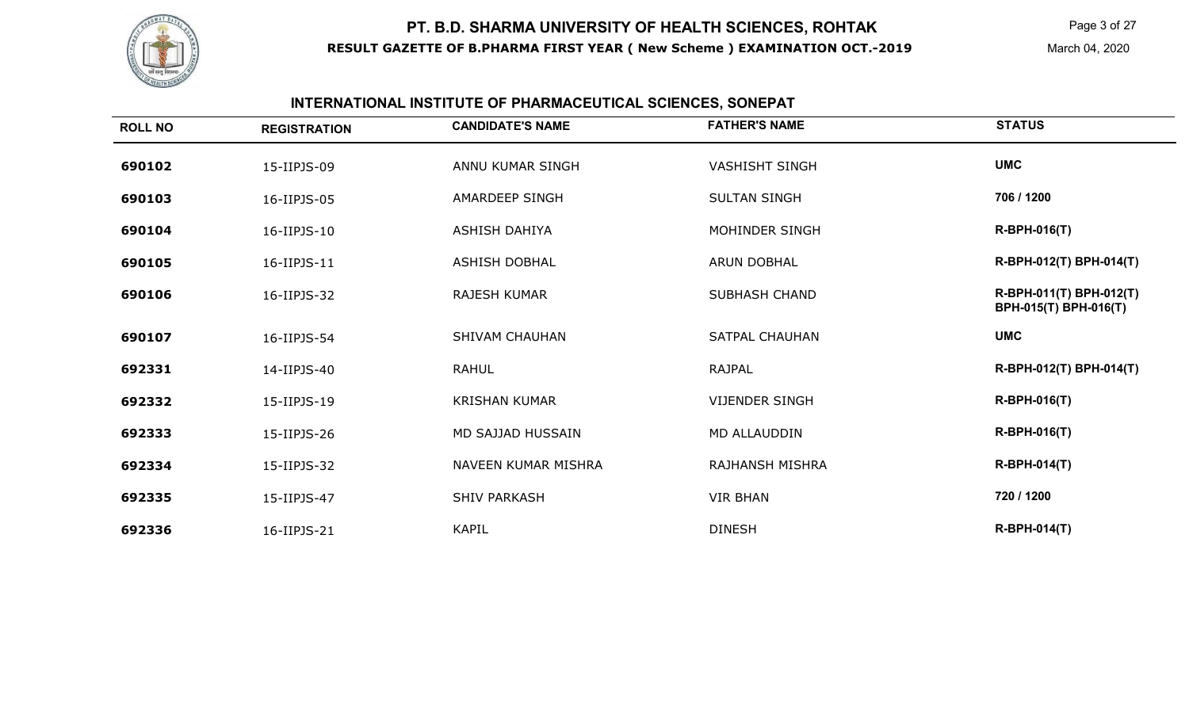# PT. B.D. SHARMA UNIVERSITY OF HEALTH SCIENCES, ROHTAK

**RESULT GAZETTE OF B.PHARMA FIRST YEAR ( New Scheme ) EXAMINATION OCT.-2019**

March 04, 2020

## INTERNATIONAL INSTITUTE OF PHARMACEUTICAL SCIENCES, SONEPAT

| ROLL NO | REGISTRATION | CANDIDATE'S NAME | FATHER'S NAME | STATUS |
|---|---|---|---|---|
| **690102** | 15-IIPJS-09 | ANNU KUMAR SINGH | VASHISHT SINGH | **UMC** |
| **690103** | 16-IIPJS-05 | AMARDEEP SINGH | SULTAN SINGH | **706 / 1200** |
| **690104** | 16-IIPJS-10 | ASHISH DAHIYA | MOHINDER SINGH | **R-BPH-016(T)** |
| **690105** | 16-IIPJS-11 | ASHISH DOBHAL | ARUN DOBHAL | **R-BPH-012(T) BPH-014(T)** |
| **690106** | 16-IIPJS-32 | RAJESH KUMAR | SUBHASH CHAND | **R-BPH-011(T) BPH-012(T) BPH-015(T) BPH-016(T)** |
| **690107** | 16-IIPJS-54 | SHIVAM CHAUHAN | SATPAL CHAUHAN | **UMC** |
| **692331** | 14-IIPJS-40 | RAHUL | RAJPAL | **R-BPH-012(T) BPH-014(T)** |
| **692332** | 15-IIPJS-19 | KRISHAN KUMAR | VIJENDER SINGH | **R-BPH-016(T)** |
| **692333** | 15-IIPJS-26 | MD SAJJAD HUSSAIN | MD ALLAUDDIN | **R-BPH-016(T)** |
| **692334** | 15-IIPJS-32 | NAVEEN KUMAR MISHRA | RAJHANSH MISHRA | **R-BPH-014(T)** |
| **692335** | 15-IIPJS-47 | SHIV PARKASH | VIR BHAN | **720 / 1200** |
| **692336** | 16-IIPJS-21 | KAPIL | DINESH | **R-BPH-014(T)** |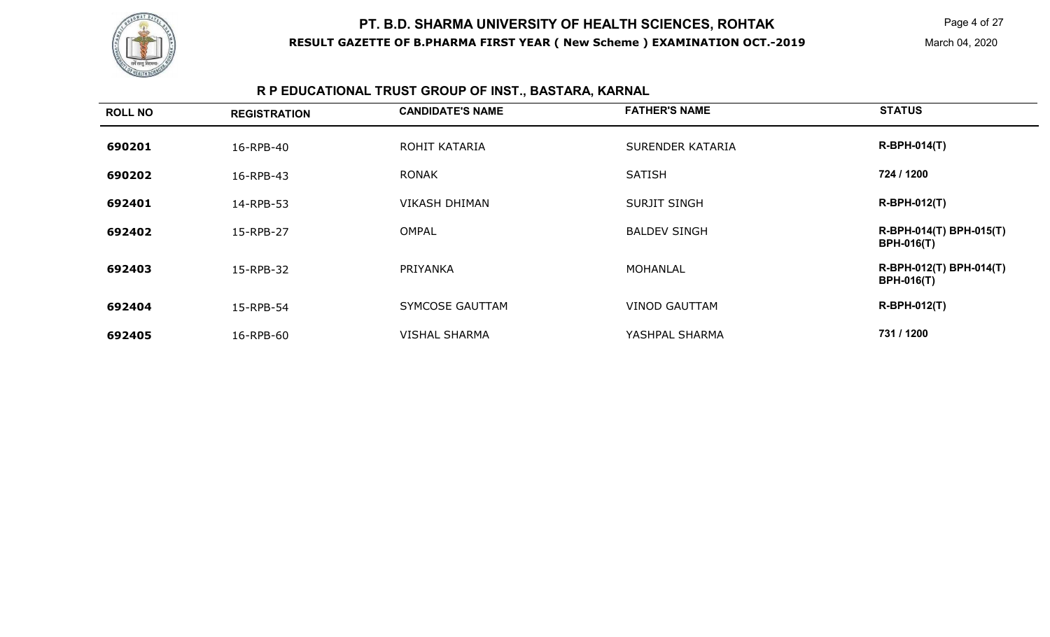# PT. B.D. SHARMA UNIVERSITY OF HEALTH SCIENCES, ROHTAK

**RESULT GAZETTE OF B.PHARMA FIRST YEAR ( New Scheme ) EXAMINATION OCT.-2019**

March 04, 2020

## R P EDUCATIONAL TRUST GROUP OF INST., BASTARA, KARNAL

| ROLL NO | REGISTRATION | CANDIDATE'S NAME | FATHER'S NAME | STATUS |
|---|---|---|---|---|
| 690201 | 16-RPB-40 | ROHIT KATARIA | SURENDER KATARIA | R-BPH-014(T) |
| 690202 | 16-RPB-43 | RONAK | SATISH | 724 / 1200 |
| 692401 | 14-RPB-53 | VIKASH DHIMAN | SURJIT SINGH | R-BPH-012(T) |
| 692402 | 15-RPB-27 | OMPAL | BALDEV SINGH | R-BPH-014(T) BPH-015(T) BPH-016(T) |
| 692403 | 15-RPB-32 | PRIYANKA | MOHANLAL | R-BPH-012(T) BPH-014(T) BPH-016(T) |
| 692404 | 15-RPB-54 | SYMCOSE GAUTTAM | VINOD GAUTTAM | R-BPH-012(T) |
| 692405 | 16-RPB-60 | VISHAL SHARMA | YASHPAL SHARMA | 731 / 1200 |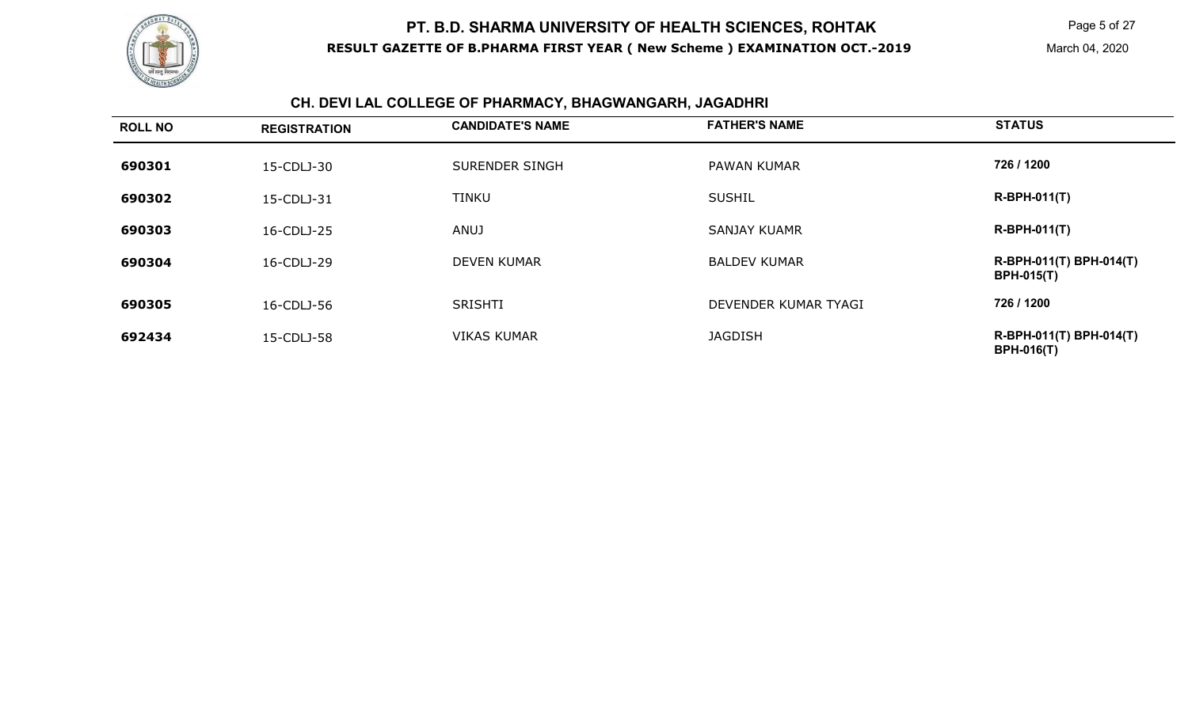# PT. B.D. SHARMA UNIVERSITY OF HEALTH SCIENCES, ROHTAK

**RESULT GAZETTE OF B.PHARMA FIRST YEAR ( New Scheme ) EXAMINATION OCT.-2019**

March 04, 2020

## CH. DEVI LAL COLLEGE OF PHARMACY, BHAGWANGARH, JAGADHRI

| ROLL NO | REGISTRATION | CANDIDATE'S NAME | FATHER'S NAME | STATUS |
|---|---|---|---|---|
| 690301 | 15-CDLJ-30 | SURENDER SINGH | PAWAN KUMAR | 726 / 1200 |
| 690302 | 15-CDLJ-31 | TINKU | SUSHIL | R-BPH-011(T) |
| 690303 | 16-CDLJ-25 | ANUJ | SANJAY KUAMR | R-BPH-011(T) |
| 690304 | 16-CDLJ-29 | DEVEN KUMAR | BALDEV KUMAR | R-BPH-011(T) BPH-014(T) BPH-015(T) |
| 690305 | 16-CDLJ-56 | SRISHTI | DEVENDER KUMAR TYAGI | 726 / 1200 |
| 692434 | 15-CDLJ-58 | VIKAS KUMAR | JAGDISH | R-BPH-011(T) BPH-014(T) BPH-016(T) |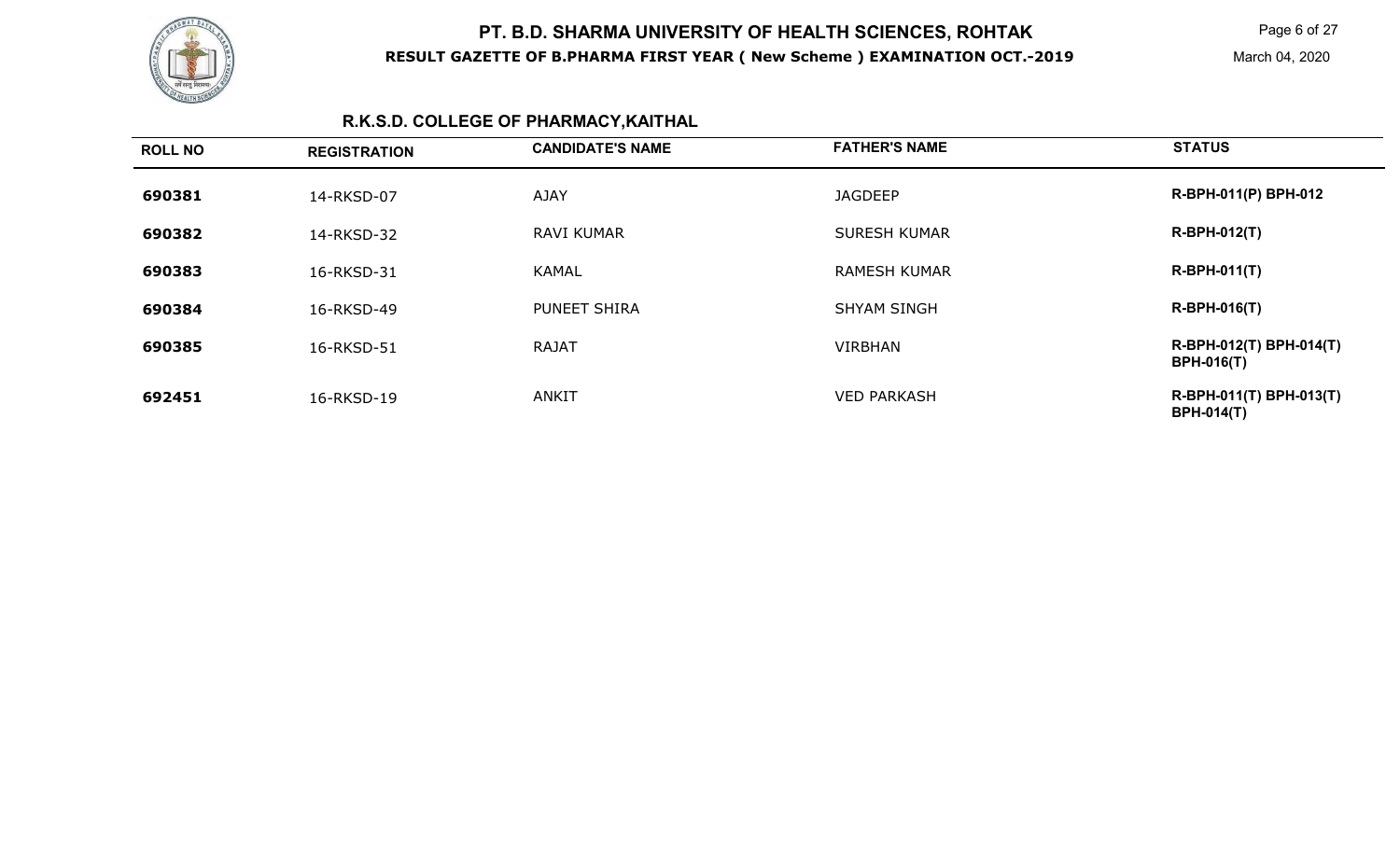# PT. B.D. SHARMA UNIVERSITY OF HEALTH SCIENCES, ROHTAK

**RESULT GAZETTE OF B.PHARMA FIRST YEAR ( New Scheme ) EXAMINATION OCT.-2019**

March 04, 2020

## R.K.S.D. COLLEGE OF PHARMACY,KAITHAL

| ROLL NO | REGISTRATION | CANDIDATE'S NAME | FATHER'S NAME | STATUS |
|---|---|---|---|---|
| **690381** | 14-RKSD-07 | AJAY | JAGDEEP | **R-BPH-011(P) BPH-012** |
| **690382** | 14-RKSD-32 | RAVI KUMAR | SURESH KUMAR | **R-BPH-012(T)** |
| **690383** | 16-RKSD-31 | KAMAL | RAMESH KUMAR | **R-BPH-011(T)** |
| **690384** | 16-RKSD-49 | PUNEET SHIRA | SHYAM SINGH | **R-BPH-016(T)** |
| **690385** | 16-RKSD-51 | RAJAT | VIRBHAN | **R-BPH-012(T) BPH-014(T) BPH-016(T)** |
| **692451** | 16-RKSD-19 | ANKIT | VED PARKASH | **R-BPH-011(T) BPH-013(T) BPH-014(T)** |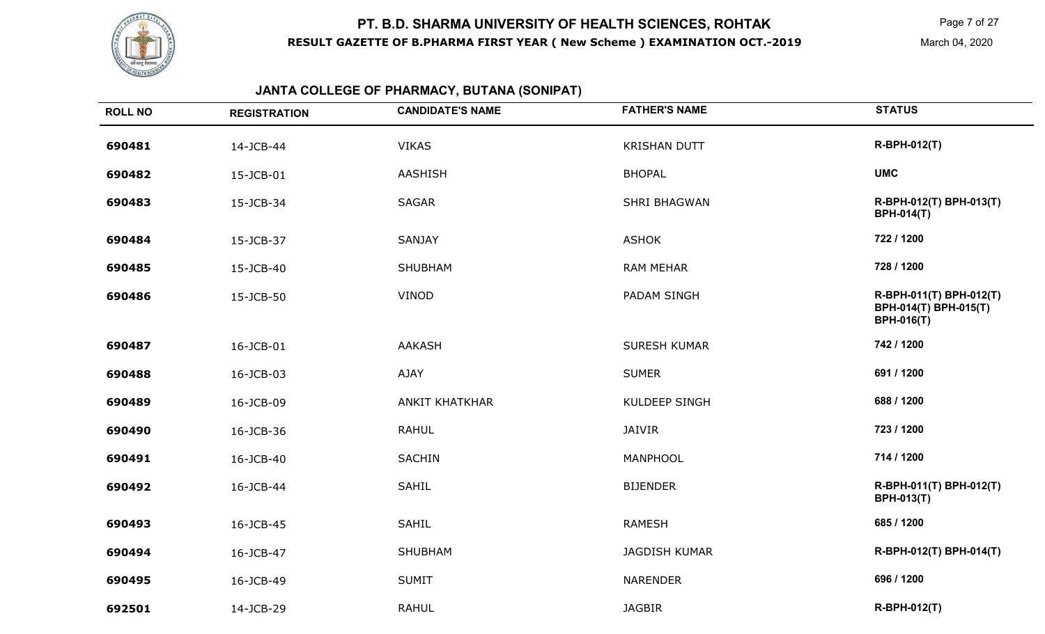# PT. B.D. SHARMA UNIVERSITY OF HEALTH SCIENCES, ROHTAK

**RESULT GAZETTE OF B.PHARMA FIRST YEAR ( New Scheme ) EXAMINATION OCT.-2019**

March 04, 2020

## JANTA COLLEGE OF PHARMACY, BUTANA (SONIPAT)

| ROLL NO | REGISTRATION | CANDIDATE'S NAME | FATHER'S NAME | STATUS |
|---|---|---|---|---|
| 690481 | 14-JCB-44 | VIKAS | KRISHAN DUTT | R-BPH-012(T) |
| 690482 | 15-JCB-01 | AASHISH | BHOPAL | UMC |
| 690483 | 15-JCB-34 | SAGAR | SHRI BHAGWAN | R-BPH-012(T) BPH-013(T) BPH-014(T) |
| 690484 | 15-JCB-37 | SANJAY | ASHOK | 722 / 1200 |
| 690485 | 15-JCB-40 | SHUBHAM | RAM MEHAR | 728 / 1200 |
| 690486 | 15-JCB-50 | VINOD | PADAM SINGH | R-BPH-011(T) BPH-012(T) BPH-014(T) BPH-015(T) BPH-016(T) |
| 690487 | 16-JCB-01 | AAKASH | SURESH KUMAR | 742 / 1200 |
| 690488 | 16-JCB-03 | AJAY | SUMER | 691 / 1200 |
| 690489 | 16-JCB-09 | ANKIT KHATKHAR | KULDEEP SINGH | 688 / 1200 |
| 690490 | 16-JCB-36 | RAHUL | JAIVIR | 723 / 1200 |
| 690491 | 16-JCB-40 | SACHIN | MANPHOOL | 714 / 1200 |
| 690492 | 16-JCB-44 | SAHIL | BIJENDER | R-BPH-011(T) BPH-012(T) BPH-013(T) |
| 690493 | 16-JCB-45 | SAHIL | RAMESH | 685 / 1200 |
| 690494 | 16-JCB-47 | SHUBHAM | JAGDISH KUMAR | R-BPH-012(T) BPH-014(T) |
| 690495 | 16-JCB-49 | SUMIT | NARENDER | 696 / 1200 |
| 692501 | 14-JCB-29 | RAHUL | JAGBIR | R-BPH-012(T) |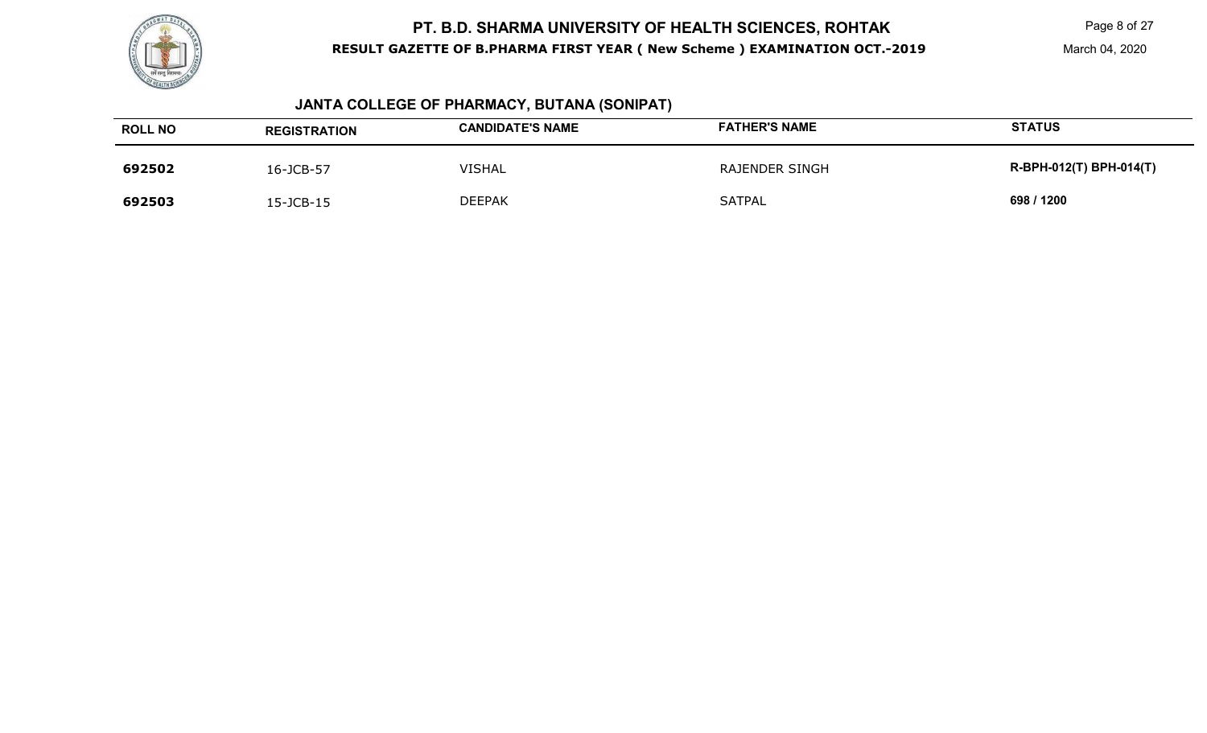# PT. B.D. SHARMA UNIVERSITY OF HEALTH SCIENCES, ROHTAK

**RESULT GAZETTE OF B.PHARMA FIRST YEAR ( New Scheme ) EXAMINATION OCT.-2019**

March 04, 2020

## JANTA COLLEGE OF PHARMACY, BUTANA (SONIPAT)

| ROLL NO | REGISTRATION | CANDIDATE'S NAME | FATHER'S NAME | STATUS |
|---|---|---|---|---|
| **692502** | 16-JCB-57 | VISHAL | RAJENDER SINGH | **R-BPH-012(T) BPH-014(T)** |
| **692503** | 15-JCB-15 | DEEPAK | SATPAL | **698 / 1200** |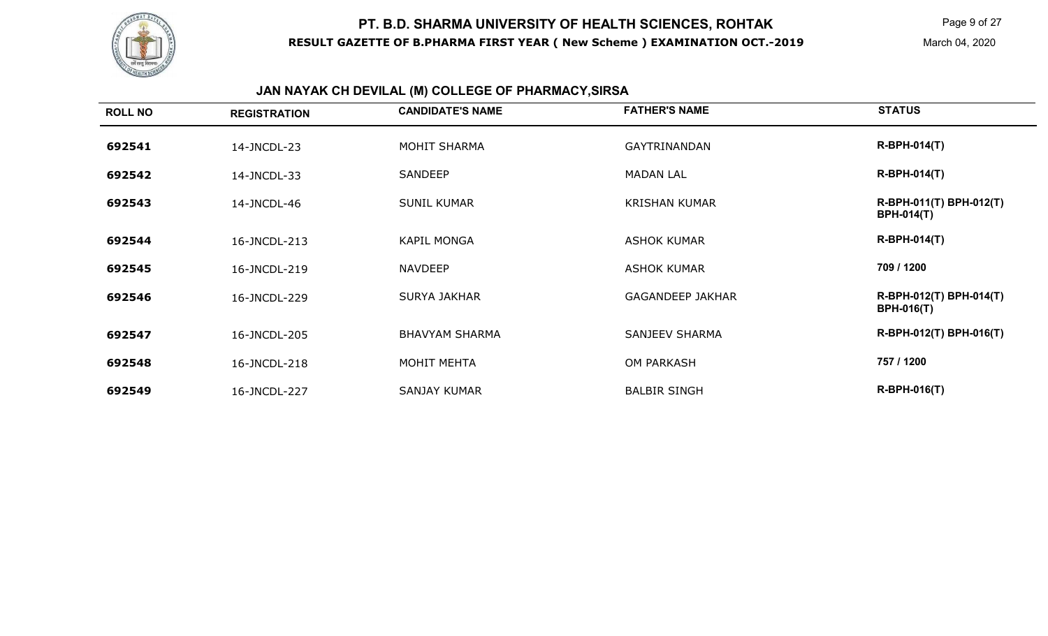# PT. B.D. SHARMA UNIVERSITY OF HEALTH SCIENCES, ROHTAK

**RESULT GAZETTE OF B.PHARMA FIRST YEAR ( New Scheme ) EXAMINATION OCT.-2019**

March 04, 2020

## JAN NAYAK CH DEVILAL (M) COLLEGE OF PHARMACY,SIRSA

| ROLL NO | REGISTRATION | CANDIDATE'S NAME | FATHER'S NAME | STATUS |
|---|---|---|---|---|
| 692541 | 14-JNCDL-23 | MOHIT SHARMA | GAYTRINANDAN | R-BPH-014(T) |
| 692542 | 14-JNCDL-33 | SANDEEP | MADAN LAL | R-BPH-014(T) |
| 692543 | 14-JNCDL-46 | SUNIL KUMAR | KRISHAN KUMAR | R-BPH-011(T) BPH-012(T) BPH-014(T) |
| 692544 | 16-JNCDL-213 | KAPIL MONGA | ASHOK KUMAR | R-BPH-014(T) |
| 692545 | 16-JNCDL-219 | NAVDEEP | ASHOK KUMAR | 709 / 1200 |
| 692546 | 16-JNCDL-229 | SURYA JAKHAR | GAGANDEEP JAKHAR | R-BPH-012(T) BPH-014(T) BPH-016(T) |
| 692547 | 16-JNCDL-205 | BHAVYAM SHARMA | SANJEEV SHARMA | R-BPH-012(T) BPH-016(T) |
| 692548 | 16-JNCDL-218 | MOHIT MEHTA | OM PARKASH | 757 / 1200 |
| 692549 | 16-JNCDL-227 | SANJAY KUMAR | BALBIR SINGH | R-BPH-016(T) |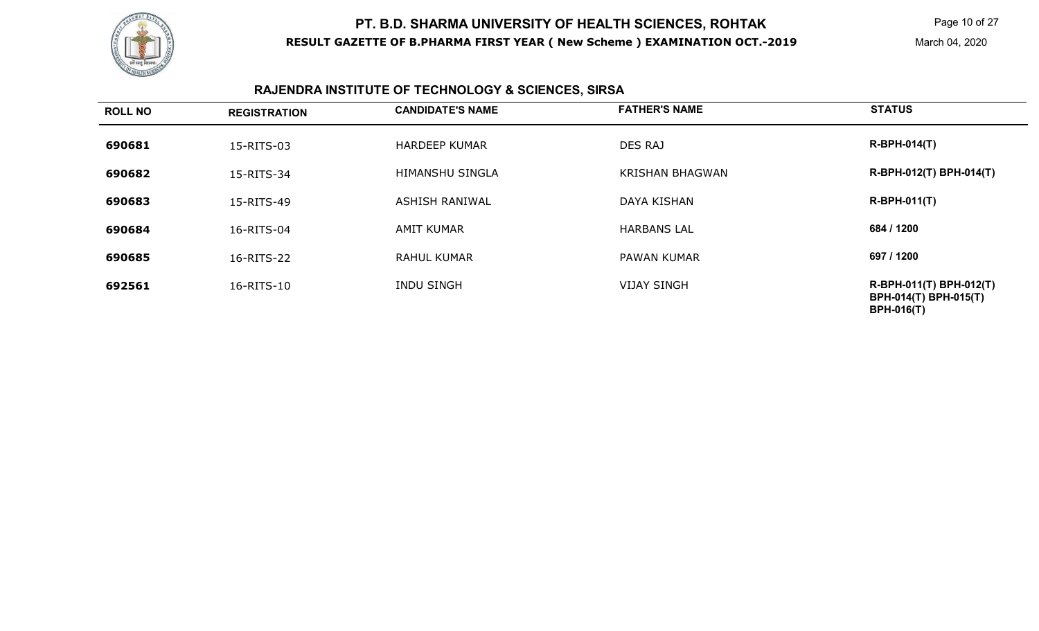# PT. B.D. SHARMA UNIVERSITY OF HEALTH SCIENCES, ROHTAK

**RESULT GAZETTE OF B.PHARMA FIRST YEAR ( New Scheme ) EXAMINATION OCT.-2019**

March 04, 2020

## RAJENDRA INSTITUTE OF TECHNOLOGY & SCIENCES, SIRSA

| ROLL NO | REGISTRATION | CANDIDATE'S NAME | FATHER'S NAME | STATUS |
|---|---|---|---|---|
| 690681 | 15-RITS-03 | HARDEEP KUMAR | DES RAJ | R-BPH-014(T) |
| 690682 | 15-RITS-34 | HIMANSHU SINGLA | KRISHAN BHAGWAN | R-BPH-012(T) BPH-014(T) |
| 690683 | 15-RITS-49 | ASHISH RANIWAL | DAYA KISHAN | R-BPH-011(T) |
| 690684 | 16-RITS-04 | AMIT KUMAR | HARBANS LAL | 684 / 1200 |
| 690685 | 16-RITS-22 | RAHUL KUMAR | PAWAN KUMAR | 697 / 1200 |
| 692561 | 16-RITS-10 | INDU SINGH | VIJAY SINGH | R-BPH-011(T) BPH-012(T) BPH-014(T) BPH-015(T) BPH-016(T) |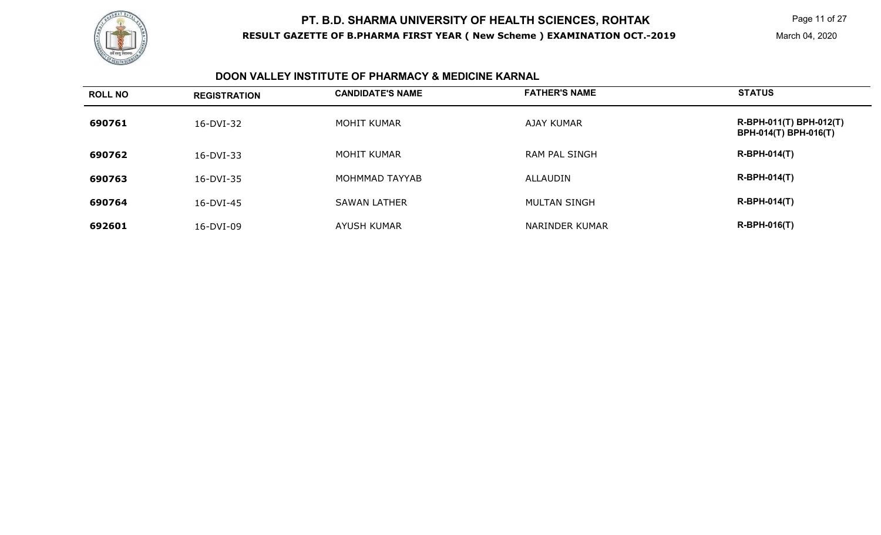# PT. B.D. SHARMA UNIVERSITY OF HEALTH SCIENCES, ROHTAK

**RESULT GAZETTE OF B.PHARMA FIRST YEAR ( New Scheme ) EXAMINATION OCT.-2019**

March 04, 2020

## DOON VALLEY INSTITUTE OF PHARMACY & MEDICINE KARNAL

| ROLL NO | REGISTRATION | CANDIDATE'S NAME | FATHER'S NAME | STATUS |
|---|---|---|---|---|
| **690761** | 16-DVI-32 | MOHIT KUMAR | AJAY KUMAR | **R-BPH-011(T) BPH-012(T) BPH-014(T) BPH-016(T)** |
| **690762** | 16-DVI-33 | MOHIT KUMAR | RAM PAL SINGH | **R-BPH-014(T)** |
| **690763** | 16-DVI-35 | MOHMMAD TAYYAB | ALLAUDIN | **R-BPH-014(T)** |
| **690764** | 16-DVI-45 | SAWAN LATHER | MULTAN SINGH | **R-BPH-014(T)** |
| **692601** | 16-DVI-09 | AYUSH KUMAR | NARINDER KUMAR | **R-BPH-016(T)** |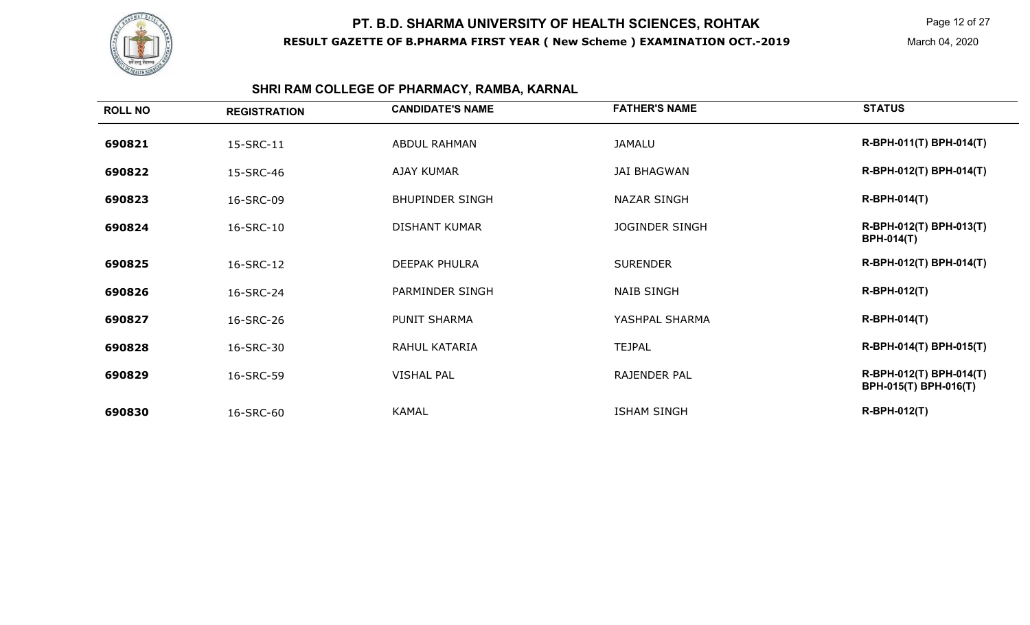# PT. B.D. SHARMA UNIVERSITY OF HEALTH SCIENCES, ROHTAK

**RESULT GAZETTE OF B.PHARMA FIRST YEAR ( New Scheme ) EXAMINATION OCT.-2019**

March 04, 2020

## SHRI RAM COLLEGE OF PHARMACY, RAMBA, KARNAL

| ROLL NO | REGISTRATION | CANDIDATE'S NAME | FATHER'S NAME | STATUS |
|---|---|---|---|---|
| **690821** | 15-SRC-11 | ABDUL RAHMAN | JAMALU | **R-BPH-011(T) BPH-014(T)** |
| **690822** | 15-SRC-46 | AJAY KUMAR | JAI BHAGWAN | **R-BPH-012(T) BPH-014(T)** |
| **690823** | 16-SRC-09 | BHUPINDER SINGH | NAZAR SINGH | **R-BPH-014(T)** |
| **690824** | 16-SRC-10 | DISHANT KUMAR | JOGINDER SINGH | **R-BPH-012(T) BPH-013(T) BPH-014(T)** |
| **690825** | 16-SRC-12 | DEEPAK PHULRA | SURENDER | **R-BPH-012(T) BPH-014(T)** |
| **690826** | 16-SRC-24 | PARMINDER SINGH | NAIB SINGH | **R-BPH-012(T)** |
| **690827** | 16-SRC-26 | PUNIT SHARMA | YASHPAL SHARMA | **R-BPH-014(T)** |
| **690828** | 16-SRC-30 | RAHUL KATARIA | TEJPAL | **R-BPH-014(T) BPH-015(T)** |
| **690829** | 16-SRC-59 | VISHAL PAL | RAJENDER PAL | **R-BPH-012(T) BPH-014(T) BPH-015(T) BPH-016(T)** |
| **690830** | 16-SRC-60 | KAMAL | ISHAM SINGH | **R-BPH-012(T)** |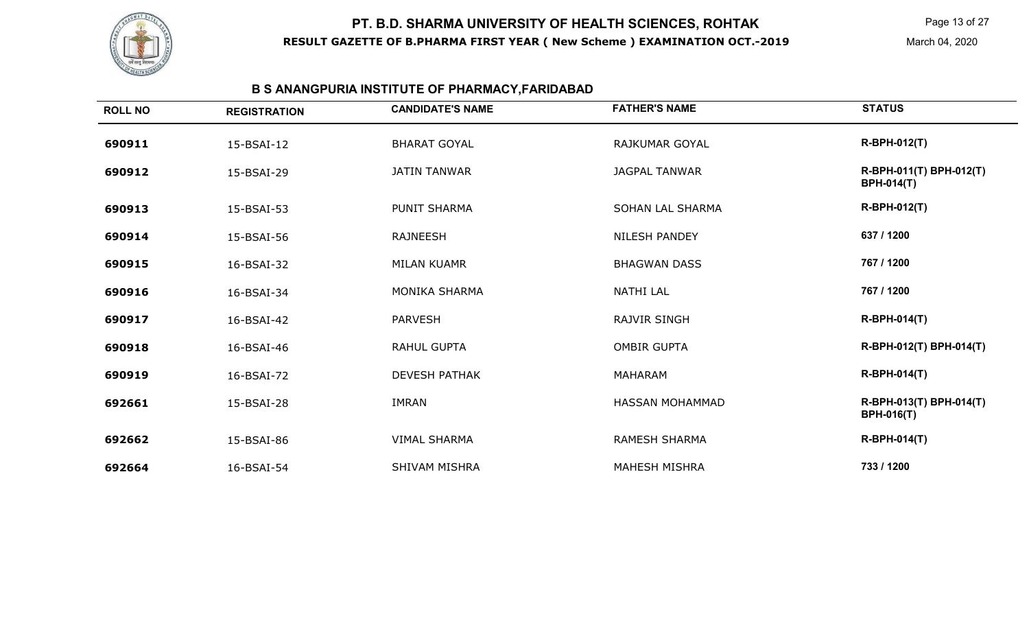# PT. B.D. SHARMA UNIVERSITY OF HEALTH SCIENCES, ROHTAK

**RESULT GAZETTE OF B.PHARMA FIRST YEAR ( New Scheme ) EXAMINATION OCT.-2019**

March 04, 2020

## B S ANANGPURIA INSTITUTE OF PHARMACY,FARIDABAD

| ROLL NO | REGISTRATION | CANDIDATE'S NAME | FATHER'S NAME | STATUS |
|---|---|---|---|---|
| 690911 | 15-BSAI-12 | BHARAT GOYAL | RAJKUMAR GOYAL | R-BPH-012(T) |
| 690912 | 15-BSAI-29 | JATIN TANWAR | JAGPAL TANWAR | R-BPH-011(T) BPH-012(T) BPH-014(T) |
| 690913 | 15-BSAI-53 | PUNIT SHARMA | SOHAN LAL SHARMA | R-BPH-012(T) |
| 690914 | 15-BSAI-56 | RAJNEESH | NILESH PANDEY | 637 / 1200 |
| 690915 | 16-BSAI-32 | MILAN KUAMR | BHAGWAN DASS | 767 / 1200 |
| 690916 | 16-BSAI-34 | MONIKA SHARMA | NATHI LAL | 767 / 1200 |
| 690917 | 16-BSAI-42 | PARVESH | RAJVIR SINGH | R-BPH-014(T) |
| 690918 | 16-BSAI-46 | RAHUL GUPTA | OMBIR GUPTA | R-BPH-012(T) BPH-014(T) |
| 690919 | 16-BSAI-72 | DEVESH PATHAK | MAHARAM | R-BPH-014(T) |
| 692661 | 15-BSAI-28 | IMRAN | HASSAN MOHAMMAD | R-BPH-013(T) BPH-014(T) BPH-016(T) |
| 692662 | 15-BSAI-86 | VIMAL SHARMA | RAMESH SHARMA | R-BPH-014(T) |
| 692664 | 16-BSAI-54 | SHIVAM MISHRA | MAHESH MISHRA | 733 / 1200 |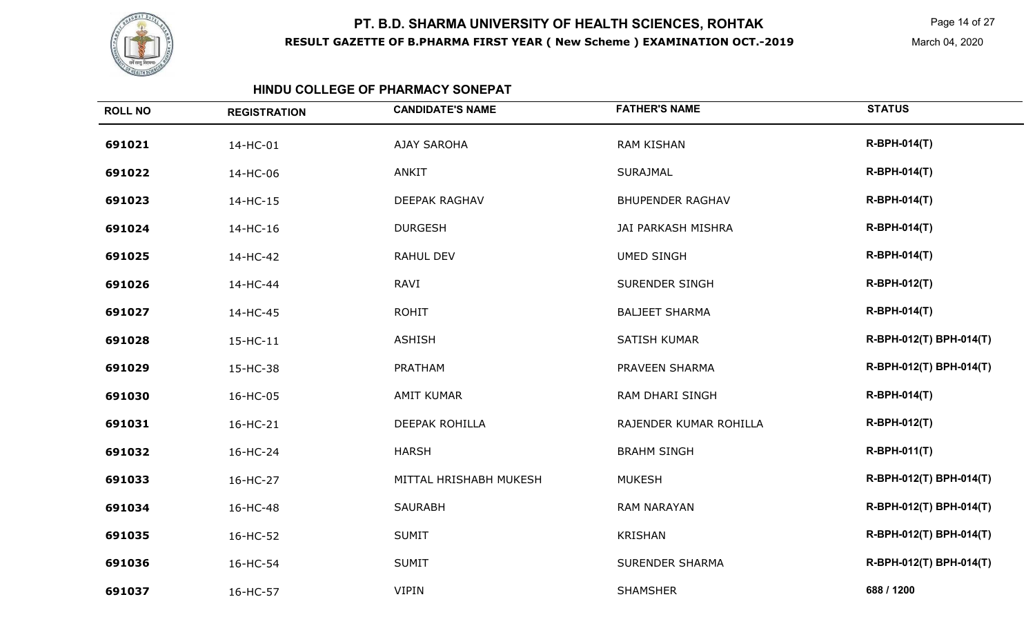# PT. B.D. SHARMA UNIVERSITY OF HEALTH SCIENCES, ROHTAK

**RESULT GAZETTE OF B.PHARMA FIRST YEAR ( New Scheme ) EXAMINATION OCT.-2019**

March 04, 2020

## HINDU COLLEGE OF PHARMACY SONEPAT

| ROLL NO | REGISTRATION | CANDIDATE'S NAME | FATHER'S NAME | STATUS |
|---|---|---|---|---|
| 691021 | 14-HC-01 | AJAY SAROHA | RAM KISHAN | R-BPH-014(T) |
| 691022 | 14-HC-06 | ANKIT | SURAJMAL | R-BPH-014(T) |
| 691023 | 14-HC-15 | DEEPAK RAGHAV | BHUPENDER RAGHAV | R-BPH-014(T) |
| 691024 | 14-HC-16 | DURGESH | JAI PARKASH MISHRA | R-BPH-014(T) |
| 691025 | 14-HC-42 | RAHUL DEV | UMED SINGH | R-BPH-014(T) |
| 691026 | 14-HC-44 | RAVI | SURENDER SINGH | R-BPH-012(T) |
| 691027 | 14-HC-45 | ROHIT | BALJEET SHARMA | R-BPH-014(T) |
| 691028 | 15-HC-11 | ASHISH | SATISH KUMAR | R-BPH-012(T) BPH-014(T) |
| 691029 | 15-HC-38 | PRATHAM | PRAVEEN SHARMA | R-BPH-012(T) BPH-014(T) |
| 691030 | 16-HC-05 | AMIT KUMAR | RAM DHARI SINGH | R-BPH-014(T) |
| 691031 | 16-HC-21 | DEEPAK ROHILLA | RAJENDER KUMAR ROHILLA | R-BPH-012(T) |
| 691032 | 16-HC-24 | HARSH | BRAHM SINGH | R-BPH-011(T) |
| 691033 | 16-HC-27 | MITTAL HRISHABH MUKESH | MUKESH | R-BPH-012(T) BPH-014(T) |
| 691034 | 16-HC-48 | SAURABH | RAM NARAYAN | R-BPH-012(T) BPH-014(T) |
| 691035 | 16-HC-52 | SUMIT | KRISHAN | R-BPH-012(T) BPH-014(T) |
| 691036 | 16-HC-54 | SUMIT | SURENDER SHARMA | R-BPH-012(T) BPH-014(T) |
| 691037 | 16-HC-57 | VIPIN | SHAMSHER | 688 / 1200 |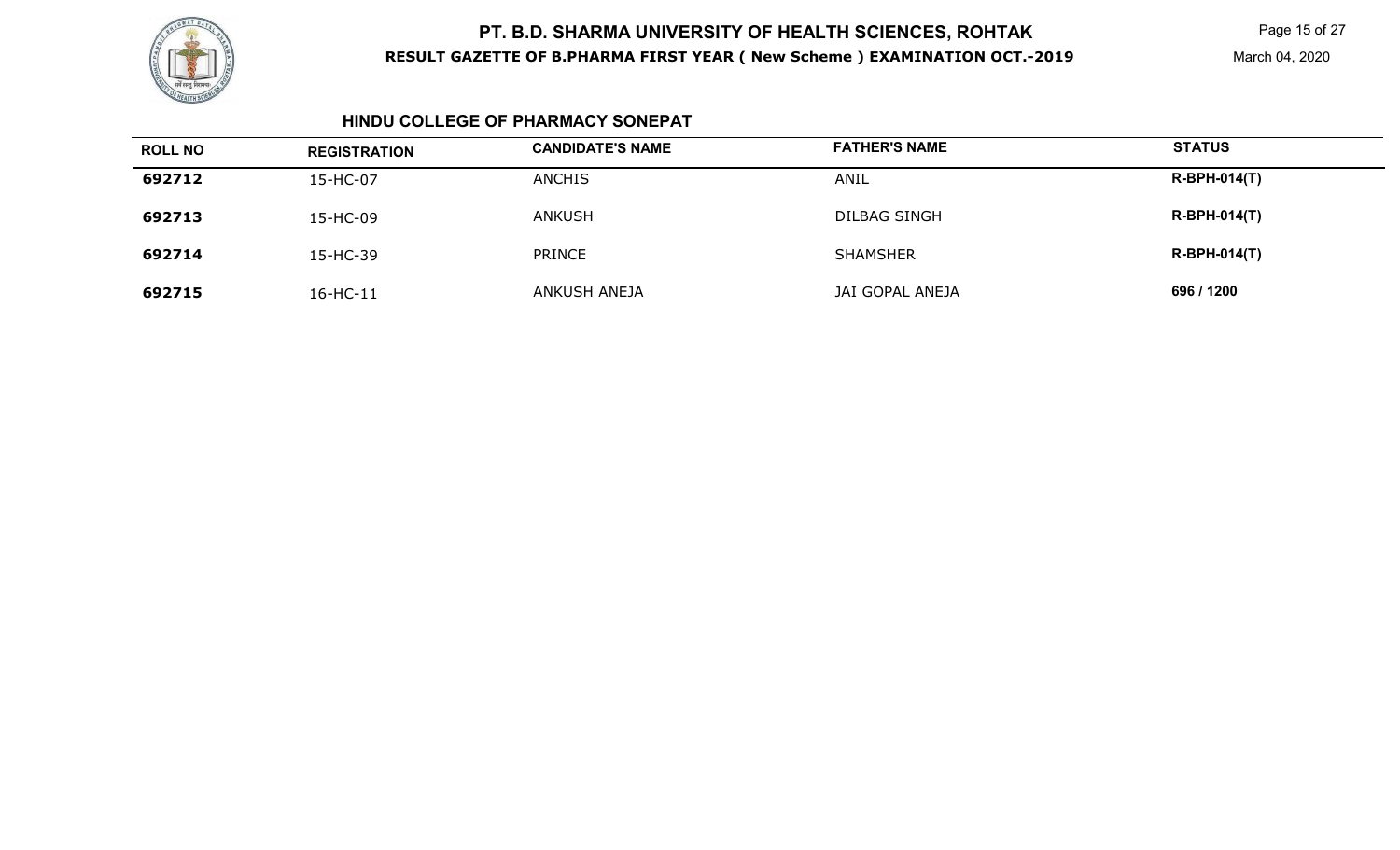# PT. B.D. SHARMA UNIVERSITY OF HEALTH SCIENCES, ROHTAK

**RESULT GAZETTE OF B.PHARMA FIRST YEAR ( New Scheme ) EXAMINATION OCT.-2019**

March 04, 2020

## HINDU COLLEGE OF PHARMACY SONEPAT

| ROLL NO | REGISTRATION | CANDIDATE'S NAME | FATHER'S NAME | STATUS |
|---|---|---|---|---|
| **692712** | 15-HC-07 | ANCHIS | ANIL | **R-BPH-014(T)** |
| **692713** | 15-HC-09 | ANKUSH | DILBAG SINGH | **R-BPH-014(T)** |
| **692714** | 15-HC-39 | PRINCE | SHAMSHER | **R-BPH-014(T)** |
| **692715** | 16-HC-11 | ANKUSH ANEJA | JAI GOPAL ANEJA | **696 / 1200** |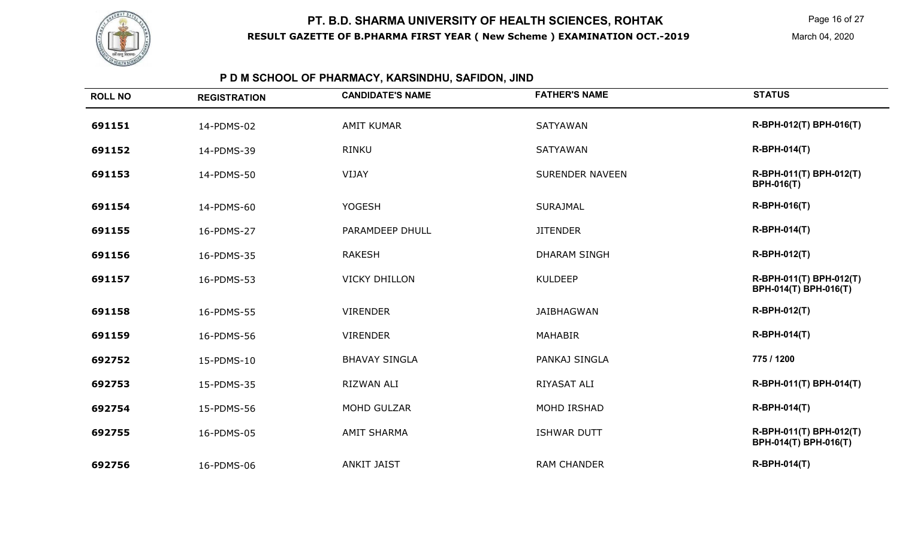# PT. B.D. SHARMA UNIVERSITY OF HEALTH SCIENCES, ROHTAK

**RESULT GAZETTE OF B.PHARMA FIRST YEAR ( New Scheme ) EXAMINATION OCT.-2019**

March 04, 2020

## P D M SCHOOL OF PHARMACY, KARSINDHU, SAFIDON, JIND

| ROLL NO | REGISTRATION | CANDIDATE'S NAME | FATHER'S NAME | STATUS |
|---|---|---|---|---|
| 691151 | 14-PDMS-02 | AMIT KUMAR | SATYAWAN | R-BPH-012(T) BPH-016(T) |
| 691152 | 14-PDMS-39 | RINKU | SATYAWAN | R-BPH-014(T) |
| 691153 | 14-PDMS-50 | VIJAY | SURENDER NAVEEN | R-BPH-011(T) BPH-012(T) BPH-016(T) |
| 691154 | 14-PDMS-60 | YOGESH | SURAJMAL | R-BPH-016(T) |
| 691155 | 16-PDMS-27 | PARAMDEEP DHULL | JITENDER | R-BPH-014(T) |
| 691156 | 16-PDMS-35 | RAKESH | DHARAM SINGH | R-BPH-012(T) |
| 691157 | 16-PDMS-53 | VICKY DHILLON | KULDEEP | R-BPH-011(T) BPH-012(T) BPH-014(T) BPH-016(T) |
| 691158 | 16-PDMS-55 | VIRENDER | JAIBHAGWAN | R-BPH-012(T) |
| 691159 | 16-PDMS-56 | VIRENDER | MAHABIR | R-BPH-014(T) |
| 692752 | 15-PDMS-10 | BHAVAY SINGLA | PANKAJ SINGLA | 775 / 1200 |
| 692753 | 15-PDMS-35 | RIZWAN ALI | RIYASAT ALI | R-BPH-011(T) BPH-014(T) |
| 692754 | 15-PDMS-56 | MOHD GULZAR | MOHD IRSHAD | R-BPH-014(T) |
| 692755 | 16-PDMS-05 | AMIT SHARMA | ISHWAR DUTT | R-BPH-011(T) BPH-012(T) BPH-014(T) BPH-016(T) |
| 692756 | 16-PDMS-06 | ANKIT JAIST | RAM CHANDER | R-BPH-014(T) |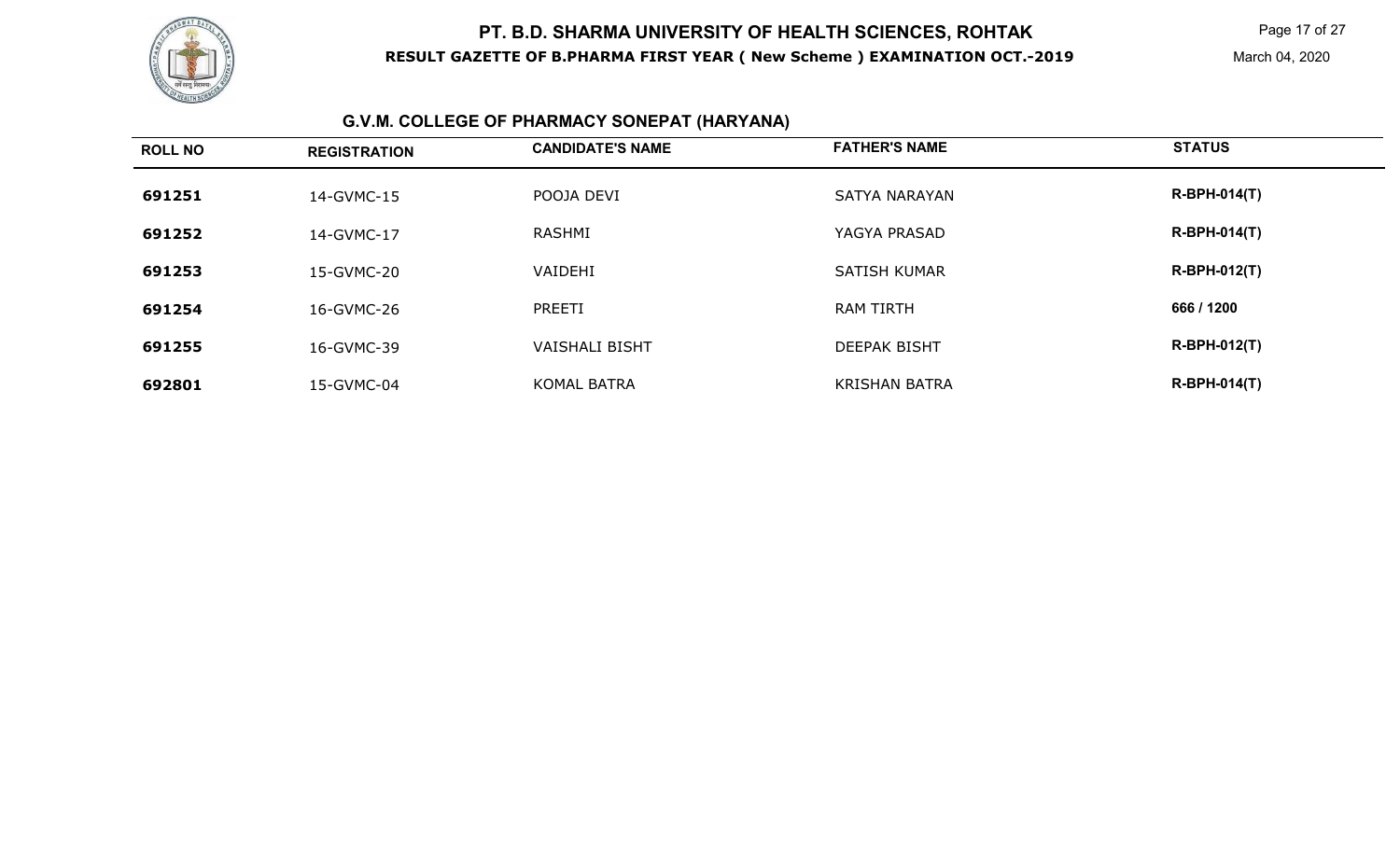# PT. B.D. SHARMA UNIVERSITY OF HEALTH SCIENCES, ROHTAK

**RESULT GAZETTE OF B.PHARMA FIRST YEAR ( New Scheme ) EXAMINATION OCT.-2019**

March 04, 2020

## G.V.M. COLLEGE OF PHARMACY SONEPAT (HARYANA)

| ROLL NO | REGISTRATION | CANDIDATE'S NAME | FATHER'S NAME | STATUS |
|---|---|---|---|---|
| 691251 | 14-GVMC-15 | POOJA DEVI | SATYA NARAYAN | R-BPH-014(T) |
| 691252 | 14-GVMC-17 | RASHMI | YAGYA PRASAD | R-BPH-014(T) |
| 691253 | 15-GVMC-20 | VAIDEHI | SATISH KUMAR | R-BPH-012(T) |
| 691254 | 16-GVMC-26 | PREETI | RAM TIRTH | 666 / 1200 |
| 691255 | 16-GVMC-39 | VAISHALI BISHT | DEEPAK BISHT | R-BPH-012(T) |
| 692801 | 15-GVMC-04 | KOMAL BATRA | KRISHAN BATRA | R-BPH-014(T) |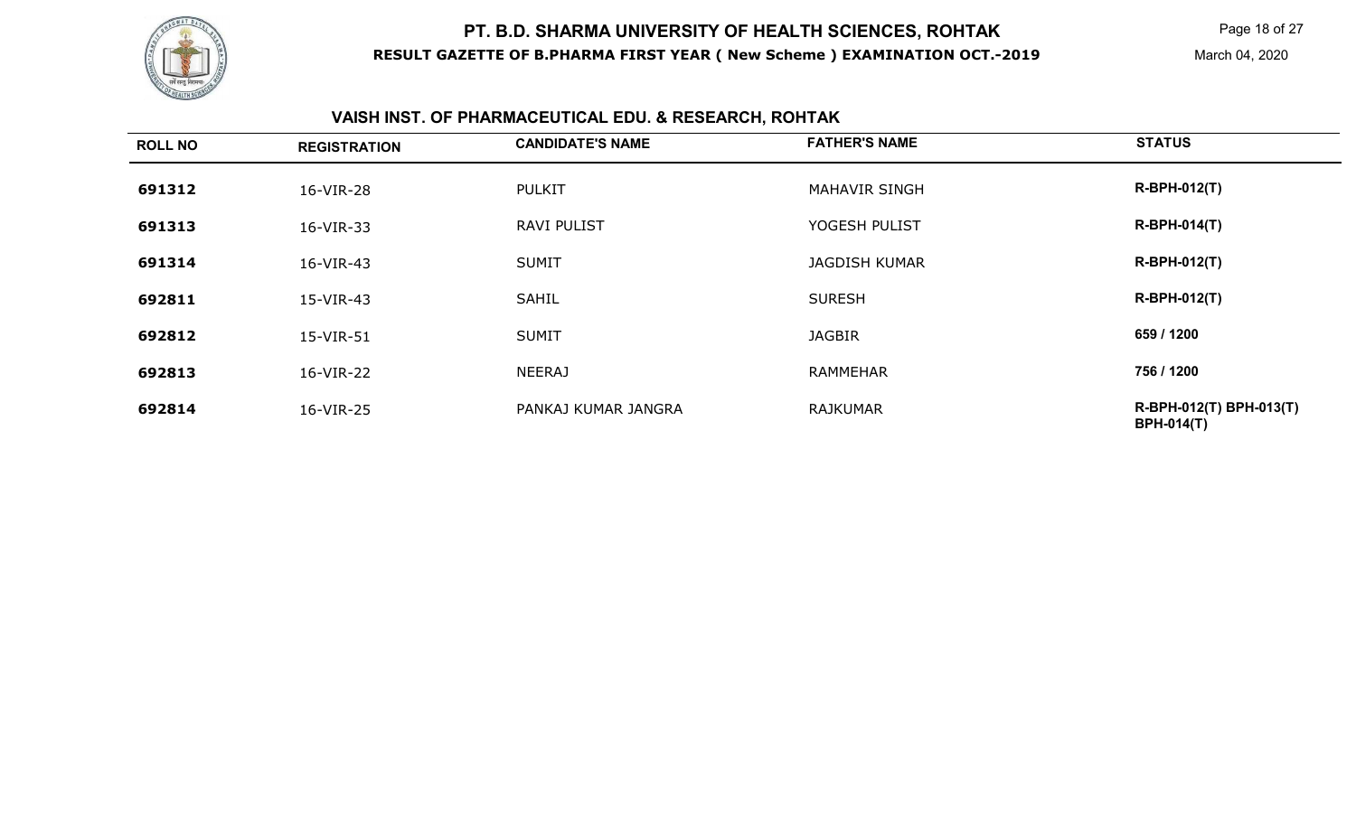# PT. B.D. SHARMA UNIVERSITY OF HEALTH SCIENCES, ROHTAK

**RESULT GAZETTE OF B.PHARMA FIRST YEAR ( New Scheme ) EXAMINATION OCT.-2019**

March 04, 2020

## VAISH INST. OF PHARMACEUTICAL EDU. & RESEARCH, ROHTAK

| ROLL NO | REGISTRATION | CANDIDATE'S NAME | FATHER'S NAME | STATUS |
|---|---|---|---|---|
| 691312 | 16-VIR-28 | PULKIT | MAHAVIR SINGH | R-BPH-012(T) |
| 691313 | 16-VIR-33 | RAVI PULIST | YOGESH PULIST | R-BPH-014(T) |
| 691314 | 16-VIR-43 | SUMIT | JAGDISH KUMAR | R-BPH-012(T) |
| 692811 | 15-VIR-43 | SAHIL | SURESH | R-BPH-012(T) |
| 692812 | 15-VIR-51 | SUMIT | JAGBIR | 659 / 1200 |
| 692813 | 16-VIR-22 | NEERAJ | RAMMEHAR | 756 / 1200 |
| 692814 | 16-VIR-25 | PANKAJ KUMAR JANGRA | RAJKUMAR | R-BPH-012(T) BPH-013(T) BPH-014(T) |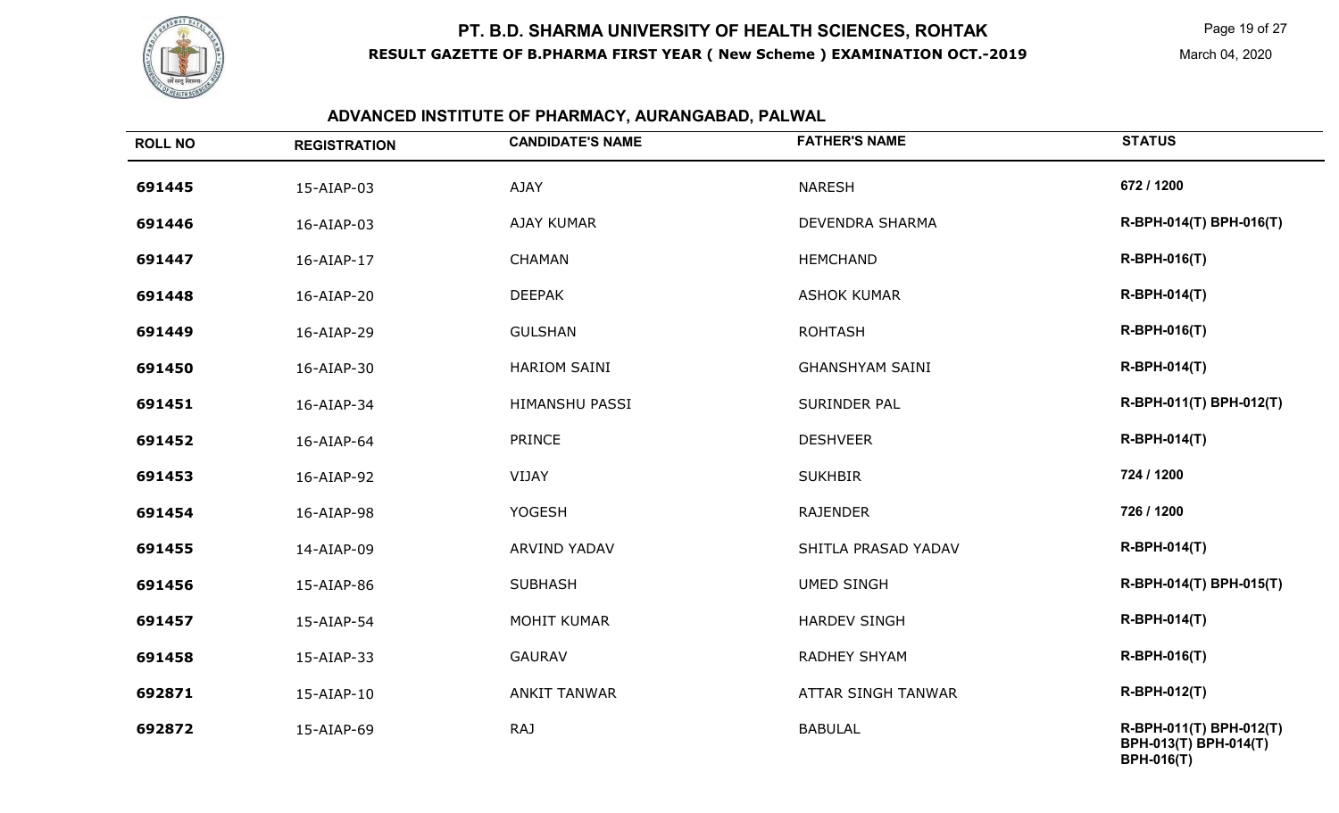# PT. B.D. SHARMA UNIVERSITY OF HEALTH SCIENCES, ROHTAK

**RESULT GAZETTE OF B.PHARMA FIRST YEAR ( New Scheme ) EXAMINATION OCT.-2019**

March 04, 2020

## ADVANCED INSTITUTE OF PHARMACY, AURANGABAD, PALWAL

| ROLL NO | REGISTRATION | CANDIDATE'S NAME | FATHER'S NAME | STATUS |
|---|---|---|---|---|
| 691445 | 15-AIAP-03 | AJAY | NARESH | 672 / 1200 |
| 691446 | 16-AIAP-03 | AJAY KUMAR | DEVENDRA SHARMA | R-BPH-014(T) BPH-016(T) |
| 691447 | 16-AIAP-17 | CHAMAN | HEMCHAND | R-BPH-016(T) |
| 691448 | 16-AIAP-20 | DEEPAK | ASHOK KUMAR | R-BPH-014(T) |
| 691449 | 16-AIAP-29 | GULSHAN | ROHTASH | R-BPH-016(T) |
| 691450 | 16-AIAP-30 | HARIOM SAINI | GHANSHYAM SAINI | R-BPH-014(T) |
| 691451 | 16-AIAP-34 | HIMANSHU PASSI | SURINDER PAL | R-BPH-011(T) BPH-012(T) |
| 691452 | 16-AIAP-64 | PRINCE | DESHVEER | R-BPH-014(T) |
| 691453 | 16-AIAP-92 | VIJAY | SUKHBIR | 724 / 1200 |
| 691454 | 16-AIAP-98 | YOGESH | RAJENDER | 726 / 1200 |
| 691455 | 14-AIAP-09 | ARVIND YADAV | SHITLA PRASAD YADAV | R-BPH-014(T) |
| 691456 | 15-AIAP-86 | SUBHASH | UMED SINGH | R-BPH-014(T) BPH-015(T) |
| 691457 | 15-AIAP-54 | MOHIT KUMAR | HARDEV SINGH | R-BPH-014(T) |
| 691458 | 15-AIAP-33 | GAURAV | RADHEY SHYAM | R-BPH-016(T) |
| 692871 | 15-AIAP-10 | ANKIT TANWAR | ATTAR SINGH TANWAR | R-BPH-012(T) |
| 692872 | 15-AIAP-69 | RAJ | BABULAL | R-BPH-011(T) BPH-012(T) BPH-013(T) BPH-014(T) BPH-016(T) |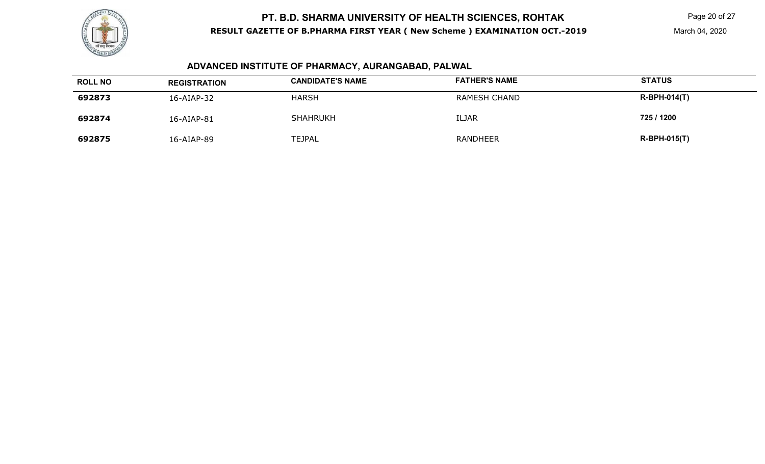## ADVANCED INSTITUTE OF PHARMACY, AURANGABAD, PALWAL

| ROLL NO | REGISTRATION | CANDIDATE'S NAME | FATHER'S NAME | STATUS |
|---|---|---|---|---|
| **692873** | 16-AIAP-32 | HARSH | RAMESH CHAND | **R-BPH-014(T)** |
| **692874** | 16-AIAP-81 | SHAHRUKH | ILJAR | **725 / 1200** |
| **692875** | 16-AIAP-89 | TEJPAL | RANDHEER | **R-BPH-015(T)** |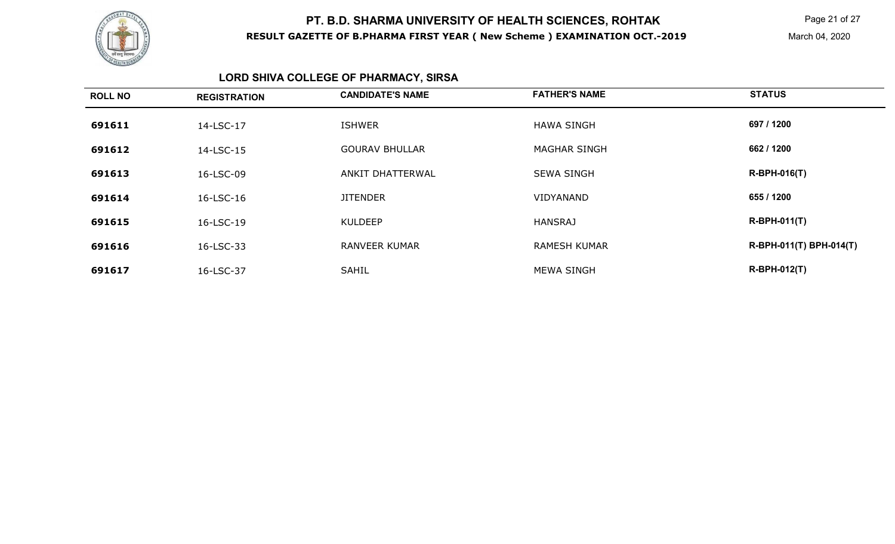# PT. B.D. SHARMA UNIVERSITY OF HEALTH SCIENCES, ROHTAK

**RESULT GAZETTE OF B.PHARMA FIRST YEAR ( New Scheme ) EXAMINATION OCT.-2019**

March 04, 2020

## LORD SHIVA COLLEGE OF PHARMACY, SIRSA

| ROLL NO | REGISTRATION | CANDIDATE'S NAME | FATHER'S NAME | STATUS |
|---|---|---|---|---|
| 691611 | 14-LSC-17 | ISHWER | HAWA SINGH | 697 / 1200 |
| 691612 | 14-LSC-15 | GOURAV BHULLAR | MAGHAR SINGH | 662 / 1200 |
| 691613 | 16-LSC-09 | ANKIT DHATTERWAL | SEWA SINGH | R-BPH-016(T) |
| 691614 | 16-LSC-16 | JITENDER | VIDYANAND | 655 / 1200 |
| 691615 | 16-LSC-19 | KULDEEP | HANSRAJ | R-BPH-011(T) |
| 691616 | 16-LSC-33 | RANVEER KUMAR | RAMESH KUMAR | R-BPH-011(T) BPH-014(T) |
| 691617 | 16-LSC-37 | SAHIL | MEWA SINGH | R-BPH-012(T) |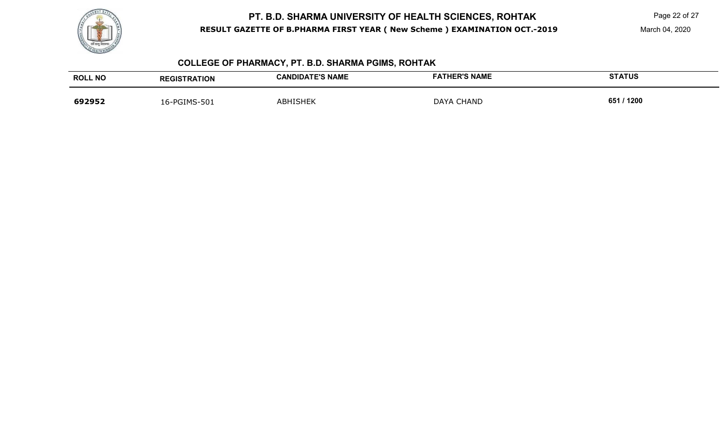## COLLEGE OF PHARMACY, PT. B.D. SHARMA PGIMS, ROHTAK

| ROLL NO | REGISTRATION | CANDIDATE'S NAME | FATHER'S NAME | STATUS |
|---|---|---|---|---|
| **692952** | 16-PGIMS-501 | ABHISHEK | DAYA CHAND | **651 / 1200** |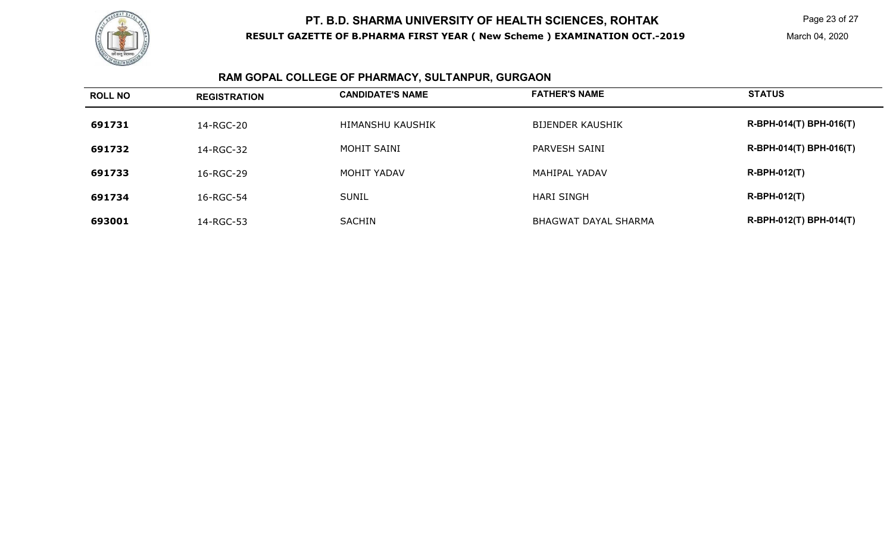# PT. B.D. SHARMA UNIVERSITY OF HEALTH SCIENCES, ROHTAK

**RESULT GAZETTE OF B.PHARMA FIRST YEAR ( New Scheme ) EXAMINATION OCT.-2019**

March 04, 2020

## RAM GOPAL COLLEGE OF PHARMACY, SULTANPUR, GURGAON

| ROLL NO | REGISTRATION | CANDIDATE'S NAME | FATHER'S NAME | STATUS |
|---|---|---|---|---|
| **691731** | 14-RGC-20 | HIMANSHU KAUSHIK | BIJENDER KAUSHIK | **R-BPH-014(T) BPH-016(T)** |
| **691732** | 14-RGC-32 | MOHIT SAINI | PARVESH SAINI | **R-BPH-014(T) BPH-016(T)** |
| **691733** | 16-RGC-29 | MOHIT YADAV | MAHIPAL YADAV | **R-BPH-012(T)** |
| **691734** | 16-RGC-54 | SUNIL | HARI SINGH | **R-BPH-012(T)** |
| **693001** | 14-RGC-53 | SACHIN | BHAGWAT DAYAL SHARMA | **R-BPH-012(T) BPH-014(T)** |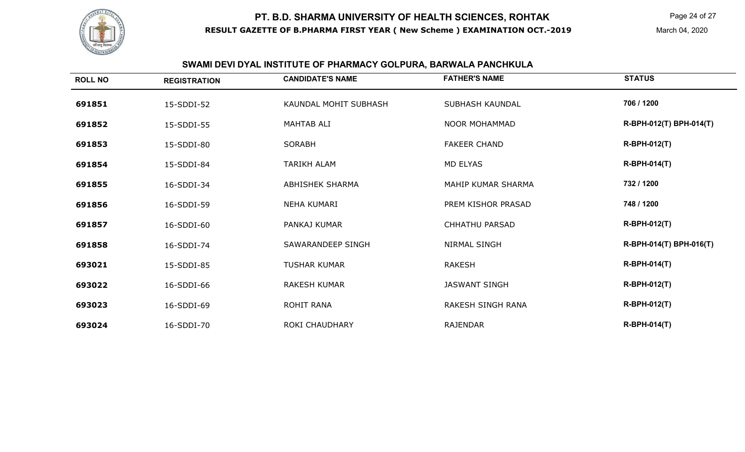# PT. B.D. SHARMA UNIVERSITY OF HEALTH SCIENCES, ROHTAK

**RESULT GAZETTE OF B.PHARMA FIRST YEAR ( New Scheme ) EXAMINATION OCT.-2019**

March 04, 2020

## SWAMI DEVI DYAL INSTITUTE OF PHARMACY GOLPURA, BARWALA PANCHKULA

| ROLL NO | REGISTRATION | CANDIDATE'S NAME | FATHER'S NAME | STATUS |
|---|---|---|---|---|
| 691851 | 15-SDDI-52 | KAUNDAL MOHIT SUBHASH | SUBHASH KAUNDAL | 706 / 1200 |
| 691852 | 15-SDDI-55 | MAHTAB ALI | NOOR MOHAMMAD | R-BPH-012(T) BPH-014(T) |
| 691853 | 15-SDDI-80 | SORABH | FAKEER CHAND | R-BPH-012(T) |
| 691854 | 15-SDDI-84 | TARIKH ALAM | MD ELYAS | R-BPH-014(T) |
| 691855 | 16-SDDI-34 | ABHISHEK SHARMA | MAHIP KUMAR SHARMA | 732 / 1200 |
| 691856 | 16-SDDI-59 | NEHA KUMARI | PREM KISHOR PRASAD | 748 / 1200 |
| 691857 | 16-SDDI-60 | PANKAJ KUMAR | CHHATHU PARSAD | R-BPH-012(T) |
| 691858 | 16-SDDI-74 | SAWARANDEEP SINGH | NIRMAL SINGH | R-BPH-014(T) BPH-016(T) |
| 693021 | 15-SDDI-85 | TUSHAR KUMAR | RAKESH | R-BPH-014(T) |
| 693022 | 16-SDDI-66 | RAKESH KUMAR | JASWANT SINGH | R-BPH-012(T) |
| 693023 | 16-SDDI-69 | ROHIT RANA | RAKESH SINGH RANA | R-BPH-012(T) |
| 693024 | 16-SDDI-70 | ROKI CHAUDHARY | RAJENDAR | R-BPH-014(T) |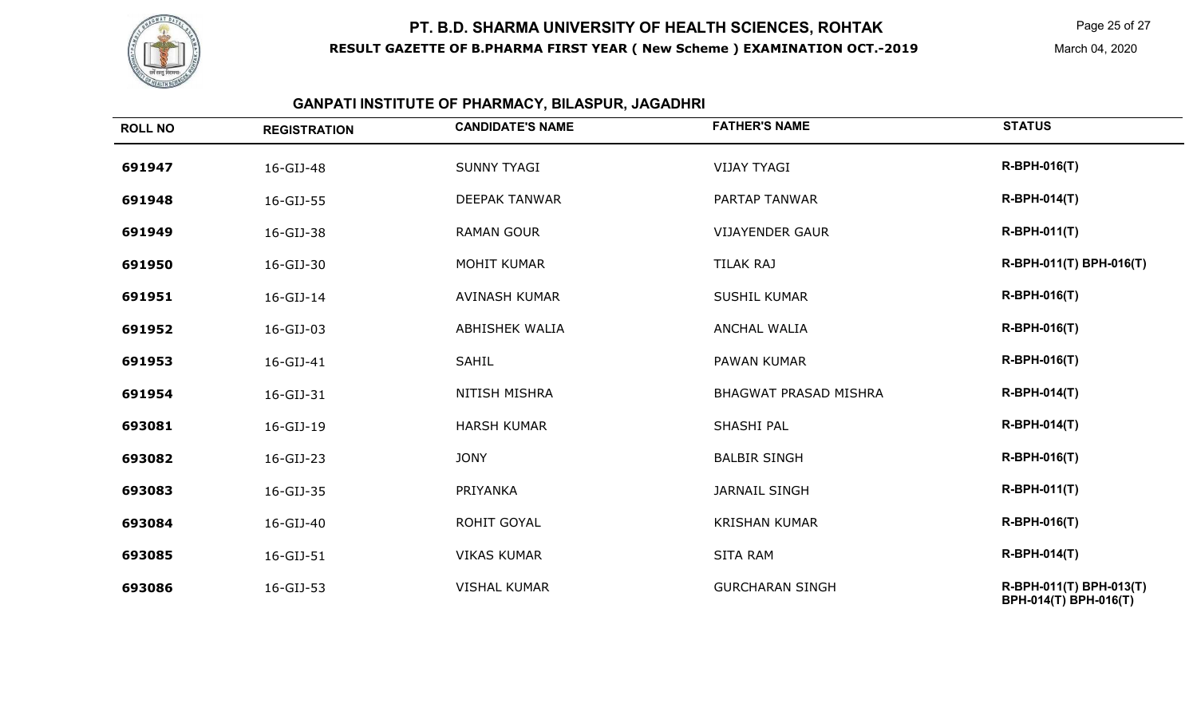# PT. B.D. SHARMA UNIVERSITY OF HEALTH SCIENCES, ROHTAK

**RESULT GAZETTE OF B.PHARMA FIRST YEAR ( New Scheme ) EXAMINATION OCT.-2019**

March 04, 2020

## GANPATI INSTITUTE OF PHARMACY, BILASPUR, JAGADHRI

| ROLL NO | REGISTRATION | CANDIDATE'S NAME | FATHER'S NAME | STATUS |
|---|---|---|---|---|
| 691947 | 16-GIJ-48 | SUNNY TYAGI | VIJAY TYAGI | R-BPH-016(T) |
| 691948 | 16-GIJ-55 | DEEPAK TANWAR | PARTAP TANWAR | R-BPH-014(T) |
| 691949 | 16-GIJ-38 | RAMAN GOUR | VIJAYENDER GAUR | R-BPH-011(T) |
| 691950 | 16-GIJ-30 | MOHIT KUMAR | TILAK RAJ | R-BPH-011(T) BPH-016(T) |
| 691951 | 16-GIJ-14 | AVINASH KUMAR | SUSHIL KUMAR | R-BPH-016(T) |
| 691952 | 16-GIJ-03 | ABHISHEK WALIA | ANCHAL WALIA | R-BPH-016(T) |
| 691953 | 16-GIJ-41 | SAHIL | PAWAN KUMAR | R-BPH-016(T) |
| 691954 | 16-GIJ-31 | NITISH MISHRA | BHAGWAT PRASAD MISHRA | R-BPH-014(T) |
| 693081 | 16-GIJ-19 | HARSH KUMAR | SHASHI PAL | R-BPH-014(T) |
| 693082 | 16-GIJ-23 | JONY | BALBIR SINGH | R-BPH-016(T) |
| 693083 | 16-GIJ-35 | PRIYANKA | JARNAIL SINGH | R-BPH-011(T) |
| 693084 | 16-GIJ-40 | ROHIT GOYAL | KRISHAN KUMAR | R-BPH-016(T) |
| 693085 | 16-GIJ-51 | VIKAS KUMAR | SITA RAM | R-BPH-014(T) |
| 693086 | 16-GIJ-53 | VISHAL KUMAR | GURCHARAN SINGH | R-BPH-011(T) BPH-013(T) BPH-014(T) BPH-016(T) |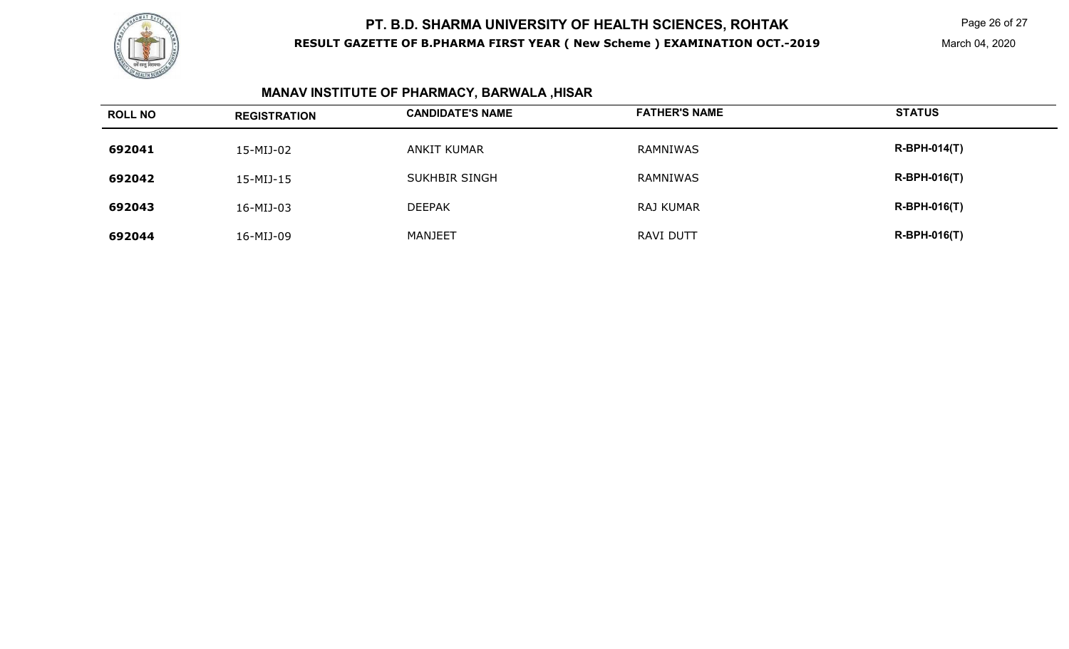# PT. B.D. SHARMA UNIVERSITY OF HEALTH SCIENCES, ROHTAK

**RESULT GAZETTE OF B.PHARMA FIRST YEAR ( New Scheme ) EXAMINATION OCT.-2019**

March 04, 2020

## MANAV INSTITUTE OF PHARMACY, BARWALA ,HISAR

| ROLL NO | REGISTRATION | CANDIDATE'S NAME | FATHER'S NAME | STATUS |
|---|---|---|---|---|
| **692041** | 15-MIJ-02 | ANKIT KUMAR | RAMNIWAS | **R-BPH-014(T)** |
| **692042** | 15-MIJ-15 | SUKHBIR SINGH | RAMNIWAS | **R-BPH-016(T)** |
| **692043** | 16-MIJ-03 | DEEPAK | RAJ KUMAR | **R-BPH-016(T)** |
| **692044** | 16-MIJ-09 | MANJEET | RAVI DUTT | **R-BPH-016(T)** |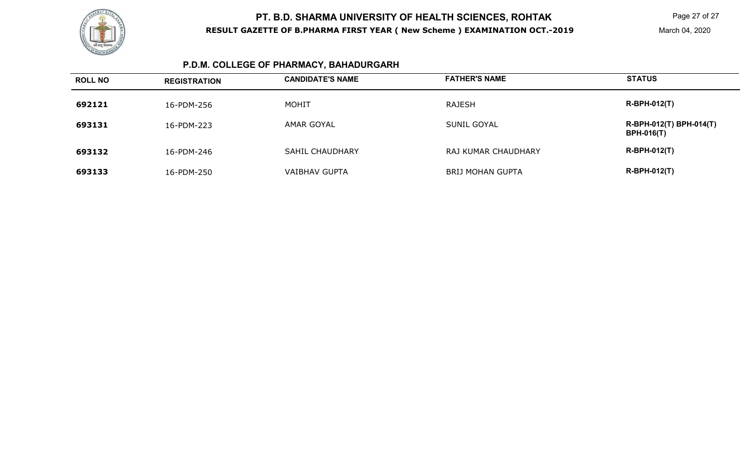# PT. B.D. SHARMA UNIVERSITY OF HEALTH SCIENCES, ROHTAK

**RESULT GAZETTE OF B.PHARMA FIRST YEAR ( New Scheme ) EXAMINATION OCT.-2019**

March 04, 2020

## P.D.M. COLLEGE OF PHARMACY, BAHADURGARH

| ROLL NO | REGISTRATION | CANDIDATE'S NAME | FATHER'S NAME | STATUS |
|---|---|---|---|---|
| **692121** | 16-PDM-256 | MOHIT | RAJESH | **R-BPH-012(T)** |
| **693131** | 16-PDM-223 | AMAR GOYAL | SUNIL GOYAL | **R-BPH-012(T) BPH-014(T) BPH-016(T)** |
| **693132** | 16-PDM-246 | SAHIL CHAUDHARY | RAJ KUMAR CHAUDHARY | **R-BPH-012(T)** |
| **693133** | 16-PDM-250 | VAIBHAV GUPTA | BRIJ MOHAN GUPTA | **R-BPH-012(T)** |